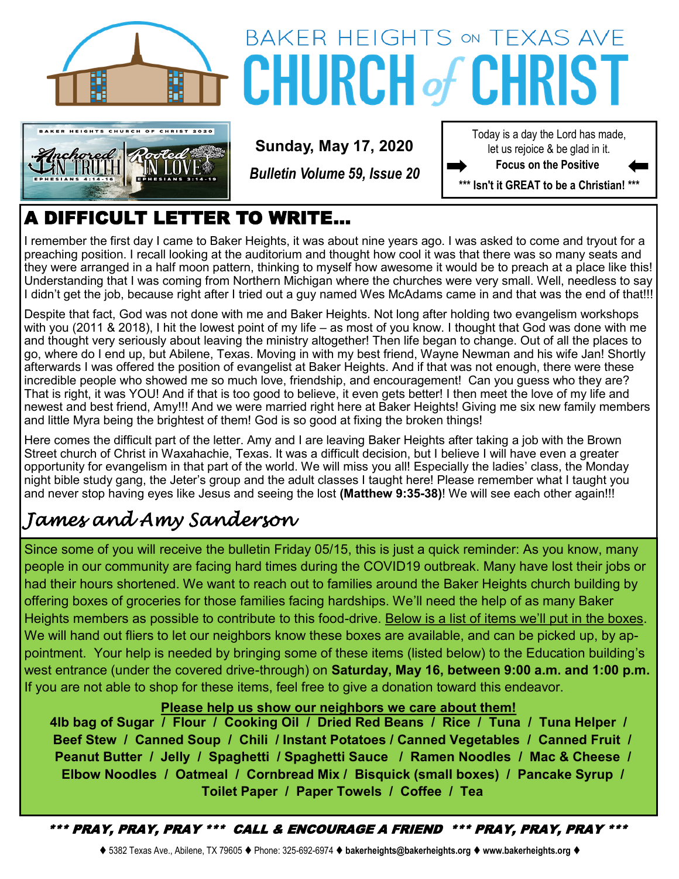# BAKER HEIGHTS ON TEXAS AVE CHURCH of CHRIST

BAKER HEIGHTS CHURCH OF CHRIST 2020 — Anchored IN TRUTH (EPHESIANS 4:14-16) / Rooted IN LOVE (EPHESIANS 3:14-19)

**Sunday, May 17, 2020**

***Bulletin Volume 59, Issue 20***

Today is a day the Lord has made,
let us rejoice & be glad in it.

**Focus on the Positive**

**\*\*\* Isn't it GREAT to be a Christian! \*\*\***

## A DIFFICULT LETTER TO WRITE...

I remember the first day I came to Baker Heights, it was about nine years ago. I was asked to come and tryout for a preaching position. I recall looking at the auditorium and thought how cool it was that there was so many seats and they were arranged in a half moon pattern, thinking to myself how awesome it would be to preach at a place like this! Understanding that I was coming from Northern Michigan where the churches were very small. Well, needless to say I didn't get the job, because right after I tried out a guy named Wes McAdams came in and that was the end of that!!!

Despite that fact, God was not done with me and Baker Heights. Not long after holding two evangelism workshops with you (2011 & 2018), I hit the lowest point of my life – as most of you know. I thought that God was done with me and thought very seriously about leaving the ministry altogether! Then life began to change. Out of all the places to go, where do I end up, but Abilene, Texas. Moving in with my best friend, Wayne Newman and his wife Jan! Shortly afterwards I was offered the position of evangelist at Baker Heights. And if that was not enough, there were these incredible people who showed me so much love, friendship, and encouragement! Can you guess who they are? That is right, it was YOU! And if that is too good to believe, it even gets better! I then meet the love of my life and newest and best friend, Amy!!! And we were married right here at Baker Heights! Giving me six new family members and little Myra being the brightest of them! God is so good at fixing the broken things!

Here comes the difficult part of the letter. Amy and I are leaving Baker Heights after taking a job with the Brown Street church of Christ in Waxahachie, Texas. It was a difficult decision, but I believe I will have even a greater opportunity for evangelism in that part of the world. We will miss you all! Especially the ladies' class, the Monday night bible study gang, the Jeter's group and the adult classes I taught here! Please remember what I taught you and never stop having eyes like Jesus and seeing the lost **(Matthew 9:35-38)**! We will see each other again!!!

*James and Amy Sanderson*

Since some of you will receive the bulletin Friday 05/15, this is just a quick reminder: As you know, many people in our community are facing hard times during the COVID19 outbreak. Many have lost their jobs or had their hours shortened. We want to reach out to families around the Baker Heights church building by offering boxes of groceries for those families facing hardships. We'll need the help of as many Baker Heights members as possible to contribute to this food-drive. Below is a list of items we'll put in the boxes. We will hand out fliers to let our neighbors know these boxes are available, and can be picked up, by appointment. Your help is needed by bringing some of these items (listed below) to the Education building's west entrance (under the covered drive-through) on **Saturday, May 16, between 9:00 a.m. and 1:00 p.m.** If you are not able to shop for these items, feel free to give a donation toward this endeavor.

**Please help us show our neighbors we care about them!**

**4lb bag of Sugar / Flour / Cooking Oil / Dried Red Beans / Rice / Tuna / Tuna Helper / Beef Stew / Canned Soup / Chili / Instant Potatoes / Canned Vegetables / Canned Fruit / Peanut Butter / Jelly / Spaghetti / Spaghetti Sauce / Ramen Noodles / Mac & Cheese / Elbow Noodles / Oatmeal / Cornbread Mix / Bisquick (small boxes) / Pancake Syrup / Toilet Paper / Paper Towels / Coffee / Tea**

***\*\*\* PRAY, PRAY, PRAY \*\*\* CALL & ENCOURAGE A FRIEND \*\*\* PRAY, PRAY, PRAY \*\*\****

♦ 5382 Texas Ave., Abilene, TX 79605 ♦ Phone: 325-692-6974 ♦ **bakerheights@bakerheights.org** ♦ **www.bakerheights.org** ♦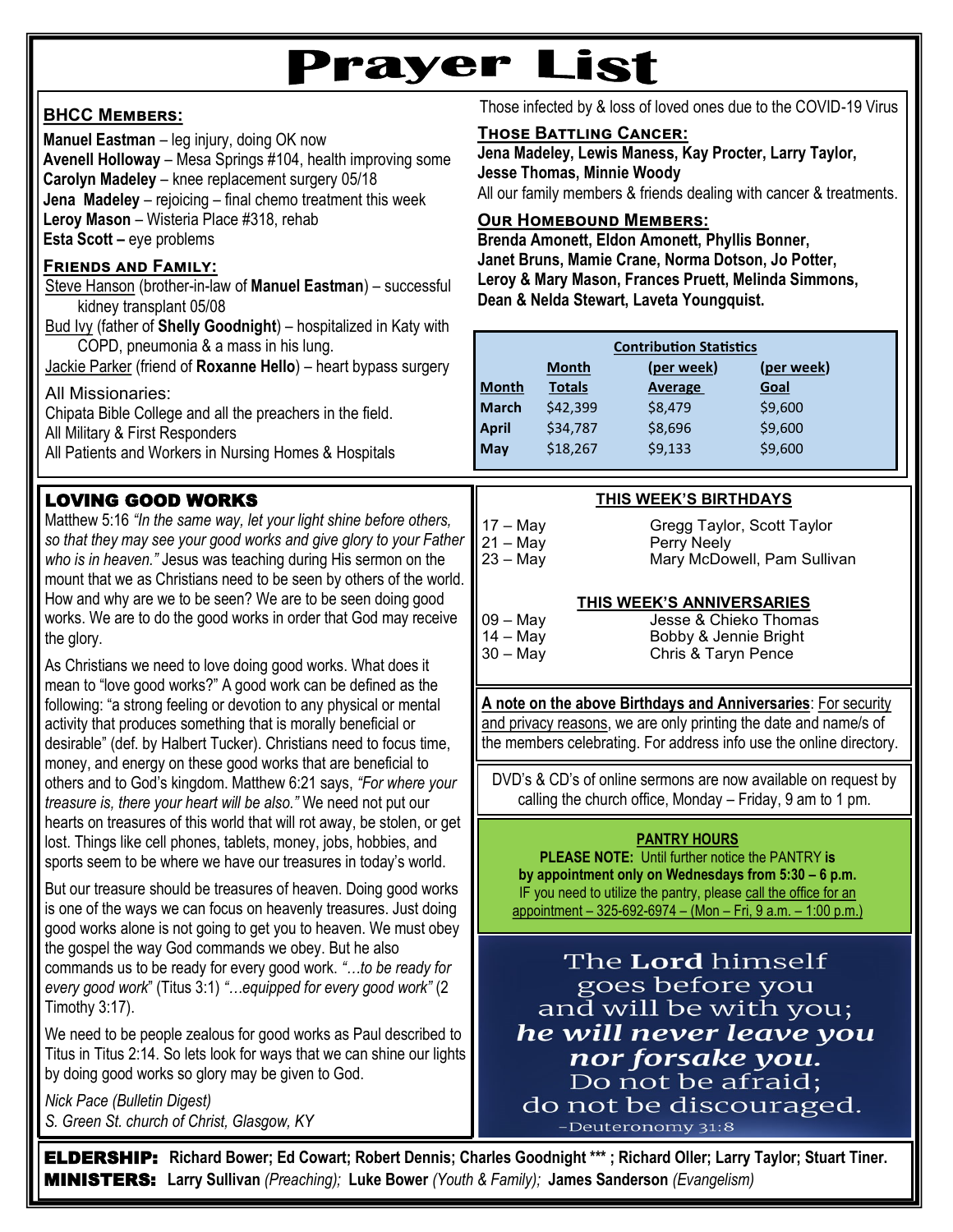# Prayer List

## BHCC Members:

**Manuel Eastman** – leg injury, doing OK now
**Avenell Holloway** – Mesa Springs #104, health improving some
**Carolyn Madeley** – knee replacement surgery 05/18
**Jena Madeley** – rejoicing – final chemo treatment this week
**Leroy Mason** – Wisteria Place #318, rehab
**Esta Scott –** eye problems

## Friends and Family:

Steve Hanson (brother-in-law of **Manuel Eastman**) – successful kidney transplant 05/08
Bud Ivy (father of **Shelly Goodnight**) – hospitalized in Katy with COPD, pneumonia & a mass in his lung.
Jackie Parker (friend of **Roxanne Hello**) – heart bypass surgery

All Missionaries:
Chipata Bible College and all the preachers in the field.
All Military & First Responders
All Patients and Workers in Nursing Homes & Hospitals

Those infected by & loss of loved ones due to the COVID-19 Virus

## Those Battling Cancer:

**Jena Madeley, Lewis Maness, Kay Procter, Larry Taylor, Jesse Thomas, Minnie Woody**
All our family members & friends dealing with cancer & treatments.

## Our Homebound Members:

**Brenda Amonett, Eldon Amonett, Phyllis Bonner, Janet Bruns, Mamie Crane, Norma Dotson, Jo Potter, Leroy & Mary Mason, Frances Pruett, Melinda Simmons, Dean & Nelda Stewart, Laveta Youngquist.**

**Contribution Statistics**

| Month | Month Totals | (per week) Average | (per week) Goal |
|---|---|---|---|
| March | $42,399 | $8,479 | $9,600 |
| April | $34,787 | $8,696 | $9,600 |
| May | $18,267 | $9,133 | $9,600 |

## LOVING GOOD WORKS

Matthew 5:16 *"In the same way, let your light shine before others, so that they may see your good works and give glory to your Father who is in heaven."* Jesus was teaching during His sermon on the mount that we as Christians need to be seen by others of the world. How and why are we to be seen? We are to be seen doing good works. We are to do the good works in order that God may receive the glory.

As Christians we need to love doing good works. What does it mean to "love good works?" A good work can be defined as the following: "a strong feeling or devotion to any physical or mental activity that produces something that is morally beneficial or desirable" (def. by Halbert Tucker). Christians need to focus time, money, and energy on these good works that are beneficial to others and to God's kingdom. Matthew 6:21 says, *"For where your treasure is, there your heart will be also."* We need not put our hearts on treasures of this world that will rot away, be stolen, or get lost. Things like cell phones, tablets, money, jobs, hobbies, and sports seem to be where we have our treasures in today's world.

But our treasure should be treasures of heaven. Doing good works is one of the ways we can focus on heavenly treasures. Just doing good works alone is not going to get you to heaven. We must obey the gospel the way God commands we obey. But he also commands us to be ready for every good work. *"…to be ready for every good work"* (Titus 3:1) *"…equipped for every good work"* (2 Timothy 3:17).

We need to be people zealous for good works as Paul described to Titus in Titus 2:14. So lets look for ways that we can shine our lights by doing good works so glory may be given to God.

*Nick Pace (Bulletin Digest)*
*S. Green St. church of Christ, Glasgow, KY*

## THIS WEEK'S BIRTHDAYS

17 – May — Gregg Taylor, Scott Taylor
21 – May — Perry Neely
23 – May — Mary McDowell, Pam Sullivan

## THIS WEEK'S ANNIVERSARIES

09 – May — Jesse & Chieko Thomas
14 – May — Bobby & Jennie Bright
30 – May — Chris & Taryn Pence

**A note on the above Birthdays and Anniversaries**: For security and privacy reasons, we are only printing the date and name/s of the members celebrating. For address info use the online directory.

DVD's & CD's of online sermons are now available on request by calling the church office, Monday – Friday, 9 am to 1 pm.

**PANTRY HOURS**

**PLEASE NOTE:** Until further notice the PANTRY **is by appointment only on Wednesdays from 5:30 – 6 p.m.** IF you need to utilize the pantry, please call the office for an appointment – 325-692-6974 – (Mon – Fri, 9 a.m. – 1:00 p.m.)

The **Lord** himself goes before you and will be with you; ***he will never leave you nor forsake you.*** Do not be afraid; do not be discouraged.
–Deuteronomy 31:8

**ELDERSHIP:** **Richard Bower; Ed Cowart; Robert Dennis; Charles Goodnight *** ; Richard Oller; Larry Taylor; Stuart Tiner.**
**MINISTERS:** **Larry Sullivan** *(Preaching);* **Luke Bower** *(Youth & Family);* **James Sanderson** *(Evangelism)*